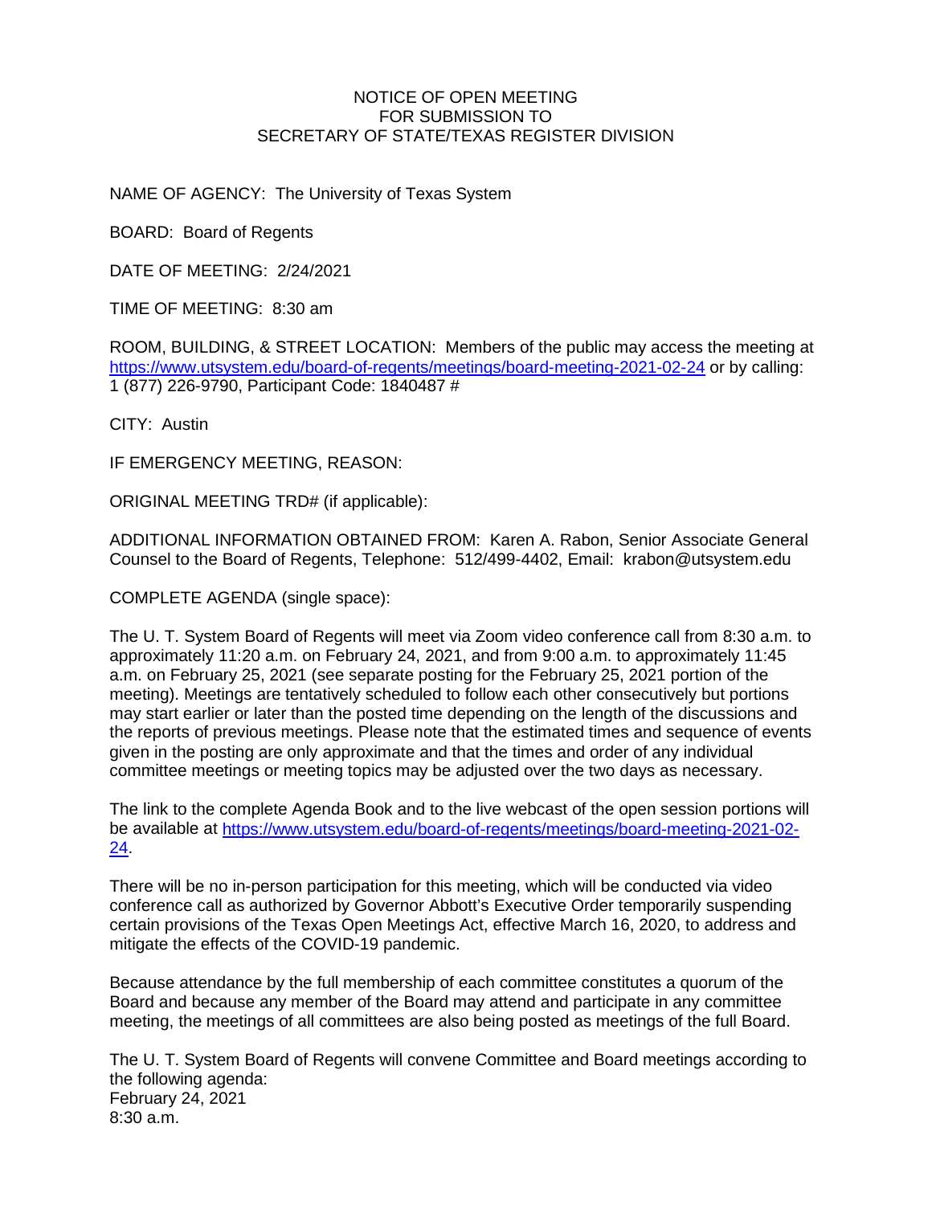NOTICE OF OPEN MEETING
FOR SUBMISSION TO
SECRETARY OF STATE/TEXAS REGISTER DIVISION

NAME OF AGENCY: The University of Texas System

BOARD: Board of Regents

DATE OF MEETING: 2/24/2021

TIME OF MEETING: 8:30 am

ROOM, BUILDING, & STREET LOCATION: Members of the public may access the meeting at https://www.utsystem.edu/board-of-regents/meetings/board-meeting-2021-02-24 or by calling: 1 (877) 226-9790, Participant Code: 1840487 #

CITY: Austin

IF EMERGENCY MEETING, REASON:

ORIGINAL MEETING TRD# (if applicable):

ADDITIONAL INFORMATION OBTAINED FROM: Karen A. Rabon, Senior Associate General Counsel to the Board of Regents, Telephone: 512/499-4402, Email: krabon@utsystem.edu

COMPLETE AGENDA (single space):

The U. T. System Board of Regents will meet via Zoom video conference call from 8:30 a.m. to approximately 11:20 a.m. on February 24, 2021, and from 9:00 a.m. to approximately 11:45 a.m. on February 25, 2021 (see separate posting for the February 25, 2021 portion of the meeting). Meetings are tentatively scheduled to follow each other consecutively but portions may start earlier or later than the posted time depending on the length of the discussions and the reports of previous meetings. Please note that the estimated times and sequence of events given in the posting are only approximate and that the times and order of any individual committee meetings or meeting topics may be adjusted over the two days as necessary.

The link to the complete Agenda Book and to the live webcast of the open session portions will be available at https://www.utsystem.edu/board-of-regents/meetings/board-meeting-2021-02-24.

There will be no in-person participation for this meeting, which will be conducted via video conference call as authorized by Governor Abbott's Executive Order temporarily suspending certain provisions of the Texas Open Meetings Act, effective March 16, 2020, to address and mitigate the effects of the COVID-19 pandemic.

Because attendance by the full membership of each committee constitutes a quorum of the Board and because any member of the Board may attend and participate in any committee meeting, the meetings of all committees are also being posted as meetings of the full Board.

The U. T. System Board of Regents will convene Committee and Board meetings according to the following agenda:
February 24, 2021
8:30 a.m.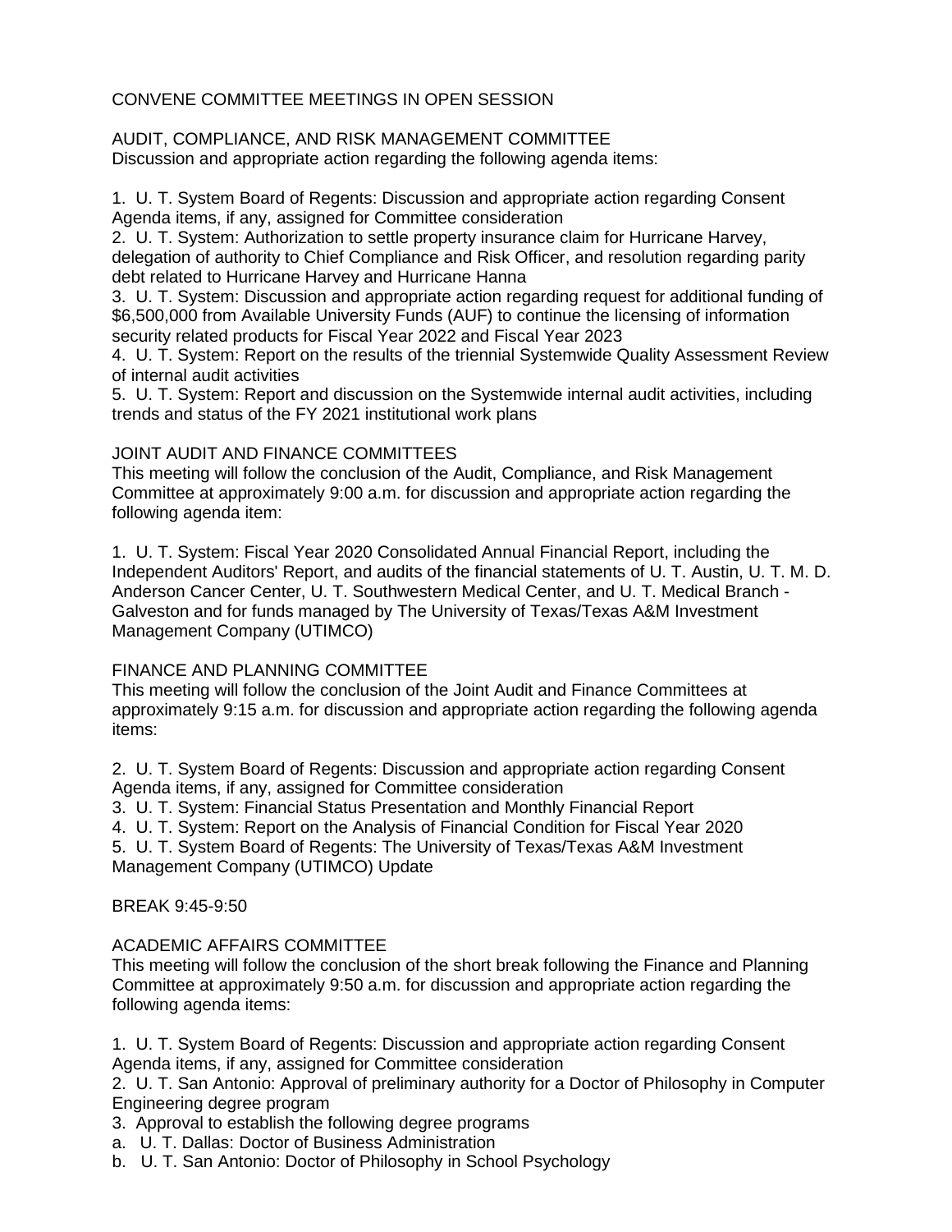CONVENE COMMITTEE MEETINGS IN OPEN SESSION

AUDIT, COMPLIANCE, AND RISK MANAGEMENT COMMITTEE
Discussion and appropriate action regarding the following agenda items:

1. U. T. System Board of Regents: Discussion and appropriate action regarding Consent Agenda items, if any, assigned for Committee consideration
2. U. T. System: Authorization to settle property insurance claim for Hurricane Harvey, delegation of authority to Chief Compliance and Risk Officer, and resolution regarding parity debt related to Hurricane Harvey and Hurricane Hanna
3. U. T. System: Discussion and appropriate action regarding request for additional funding of $6,500,000 from Available University Funds (AUF) to continue the licensing of information security related products for Fiscal Year 2022 and Fiscal Year 2023
4. U. T. System: Report on the results of the triennial Systemwide Quality Assessment Review of internal audit activities
5. U. T. System: Report and discussion on the Systemwide internal audit activities, including trends and status of the FY 2021 institutional work plans

JOINT AUDIT AND FINANCE COMMITTEES
This meeting will follow the conclusion of the Audit, Compliance, and Risk Management Committee at approximately 9:00 a.m. for discussion and appropriate action regarding the following agenda item:

1. U. T. System: Fiscal Year 2020 Consolidated Annual Financial Report, including the Independent Auditors' Report, and audits of the financial statements of U. T. Austin, U. T. M. D. Anderson Cancer Center, U. T. Southwestern Medical Center, and U. T. Medical Branch - Galveston and for funds managed by The University of Texas/Texas A&M Investment Management Company (UTIMCO)

FINANCE AND PLANNING COMMITTEE
This meeting will follow the conclusion of the Joint Audit and Finance Committees at approximately 9:15 a.m. for discussion and appropriate action regarding the following agenda items:

2. U. T. System Board of Regents: Discussion and appropriate action regarding Consent Agenda items, if any, assigned for Committee consideration
3. U. T. System: Financial Status Presentation and Monthly Financial Report
4. U. T. System: Report on the Analysis of Financial Condition for Fiscal Year 2020
5. U. T. System Board of Regents: The University of Texas/Texas A&M Investment Management Company (UTIMCO) Update

BREAK 9:45-9:50

ACADEMIC AFFAIRS COMMITTEE
This meeting will follow the conclusion of the short break following the Finance and Planning Committee at approximately 9:50 a.m. for discussion and appropriate action regarding the following agenda items:

1. U. T. System Board of Regents: Discussion and appropriate action regarding Consent Agenda items, if any, assigned for Committee consideration
2. U. T. San Antonio: Approval of preliminary authority for a Doctor of Philosophy in Computer Engineering degree program
3. Approval to establish the following degree programs
a. U. T. Dallas: Doctor of Business Administration
b. U. T. San Antonio: Doctor of Philosophy in School Psychology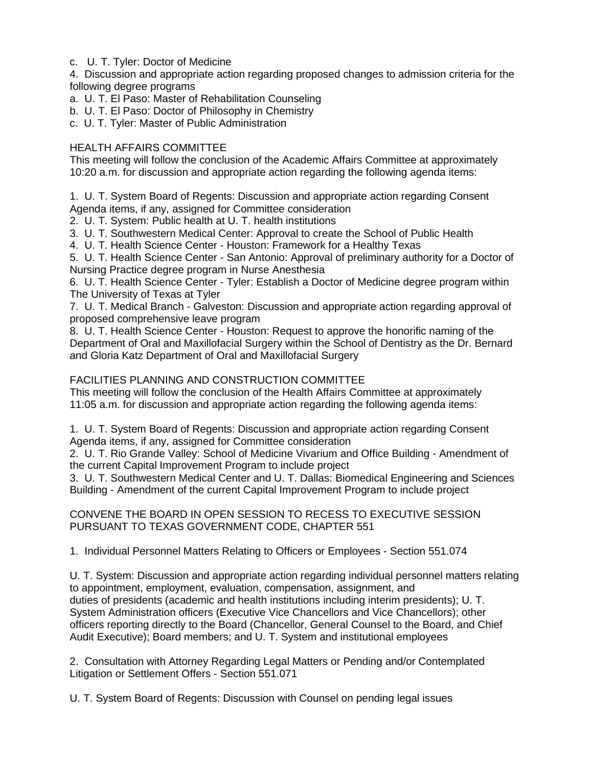c. U. T. Tyler: Doctor of Medicine

4. Discussion and appropriate action regarding proposed changes to admission criteria for the following degree programs

a. U. T. El Paso: Master of Rehabilitation Counseling

b. U. T. El Paso: Doctor of Philosophy in Chemistry

c. U. T. Tyler: Master of Public Administration

HEALTH AFFAIRS COMMITTEE

This meeting will follow the conclusion of the Academic Affairs Committee at approximately 10:20 a.m. for discussion and appropriate action regarding the following agenda items:

1. U. T. System Board of Regents: Discussion and appropriate action regarding Consent Agenda items, if any, assigned for Committee consideration
2. U. T. System: Public health at U. T. health institutions
3. U. T. Southwestern Medical Center: Approval to create the School of Public Health
4. U. T. Health Science Center - Houston: Framework for a Healthy Texas
5. U. T. Health Science Center - San Antonio: Approval of preliminary authority for a Doctor of Nursing Practice degree program in Nurse Anesthesia
6. U. T. Health Science Center - Tyler: Establish a Doctor of Medicine degree program within The University of Texas at Tyler
7. U. T. Medical Branch - Galveston: Discussion and appropriate action regarding approval of proposed comprehensive leave program
8. U. T. Health Science Center - Houston: Request to approve the honorific naming of the Department of Oral and Maxillofacial Surgery within the School of Dentistry as the Dr. Bernard and Gloria Katz Department of Oral and Maxillofacial Surgery

FACILITIES PLANNING AND CONSTRUCTION COMMITTEE

This meeting will follow the conclusion of the Health Affairs Committee at approximately 11:05 a.m. for discussion and appropriate action regarding the following agenda items:

1. U. T. System Board of Regents: Discussion and appropriate action regarding Consent Agenda items, if any, assigned for Committee consideration
2. U. T. Rio Grande Valley: School of Medicine Vivarium and Office Building - Amendment of the current Capital Improvement Program to include project
3. U. T. Southwestern Medical Center and U. T. Dallas: Biomedical Engineering and Sciences Building - Amendment of the current Capital Improvement Program to include project

CONVENE THE BOARD IN OPEN SESSION TO RECESS TO EXECUTIVE SESSION PURSUANT TO TEXAS GOVERNMENT CODE, CHAPTER 551

1. Individual Personnel Matters Relating to Officers or Employees - Section 551.074

U. T. System: Discussion and appropriate action regarding individual personnel matters relating to appointment, employment, evaluation, compensation, assignment, and duties of presidents (academic and health institutions including interim presidents); U. T. System Administration officers (Executive Vice Chancellors and Vice Chancellors); other officers reporting directly to the Board (Chancellor, General Counsel to the Board, and Chief Audit Executive); Board members; and U. T. System and institutional employees

2. Consultation with Attorney Regarding Legal Matters or Pending and/or Contemplated Litigation or Settlement Offers - Section 551.071

U. T. System Board of Regents: Discussion with Counsel on pending legal issues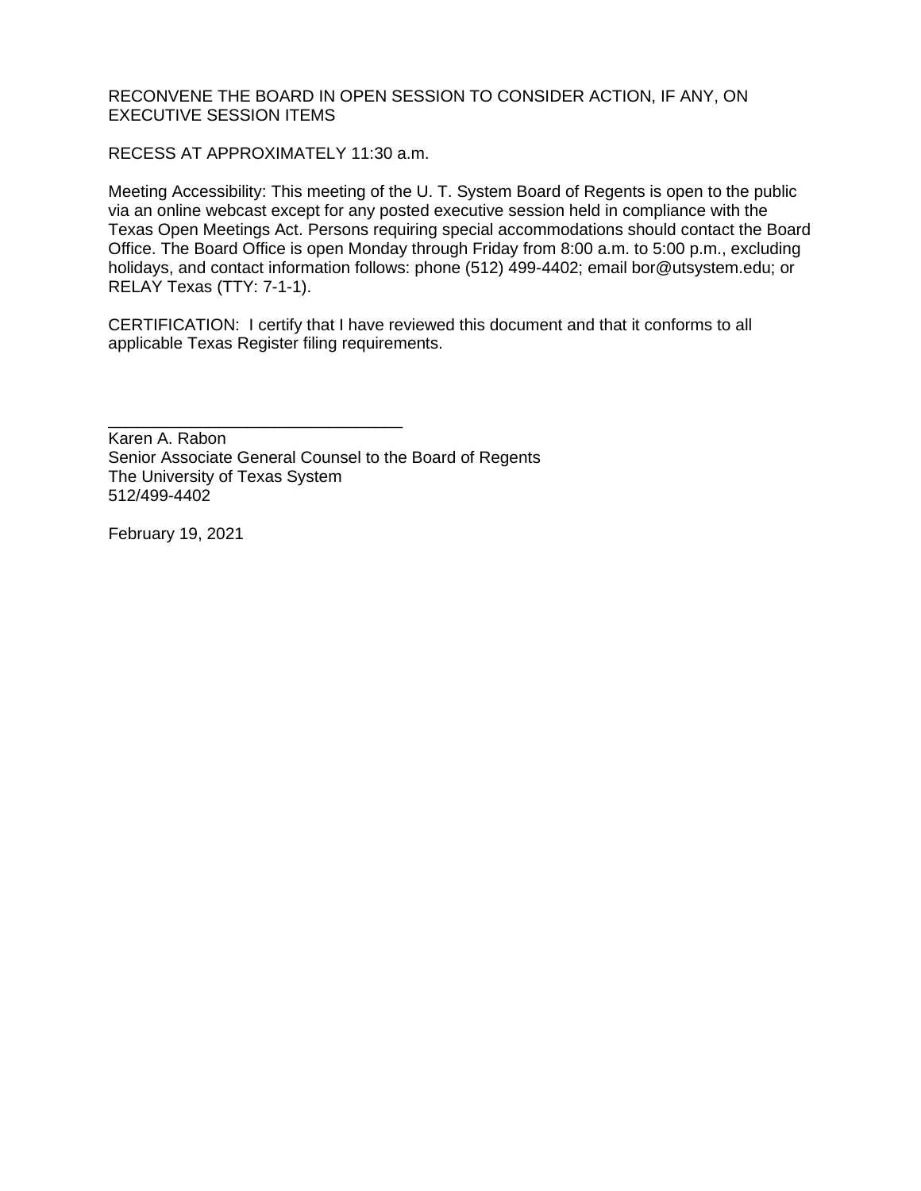RECONVENE THE BOARD IN OPEN SESSION TO CONSIDER ACTION, IF ANY, ON EXECUTIVE SESSION ITEMS

RECESS AT APPROXIMATELY 11:30 a.m.

Meeting Accessibility: This meeting of the U. T. System Board of Regents is open to the public via an online webcast except for any posted executive session held in compliance with the Texas Open Meetings Act. Persons requiring special accommodations should contact the Board Office. The Board Office is open Monday through Friday from 8:00 a.m. to 5:00 p.m., excluding holidays, and contact information follows: phone (512) 499-4402; email bor@utsystem.edu; or RELAY Texas (TTY: 7-1-1).

CERTIFICATION: I certify that I have reviewed this document and that it conforms to all applicable Texas Register filing requirements.

_________________________________
Karen A. Rabon
Senior Associate General Counsel to the Board of Regents
The University of Texas System
512/499-4402

February 19, 2021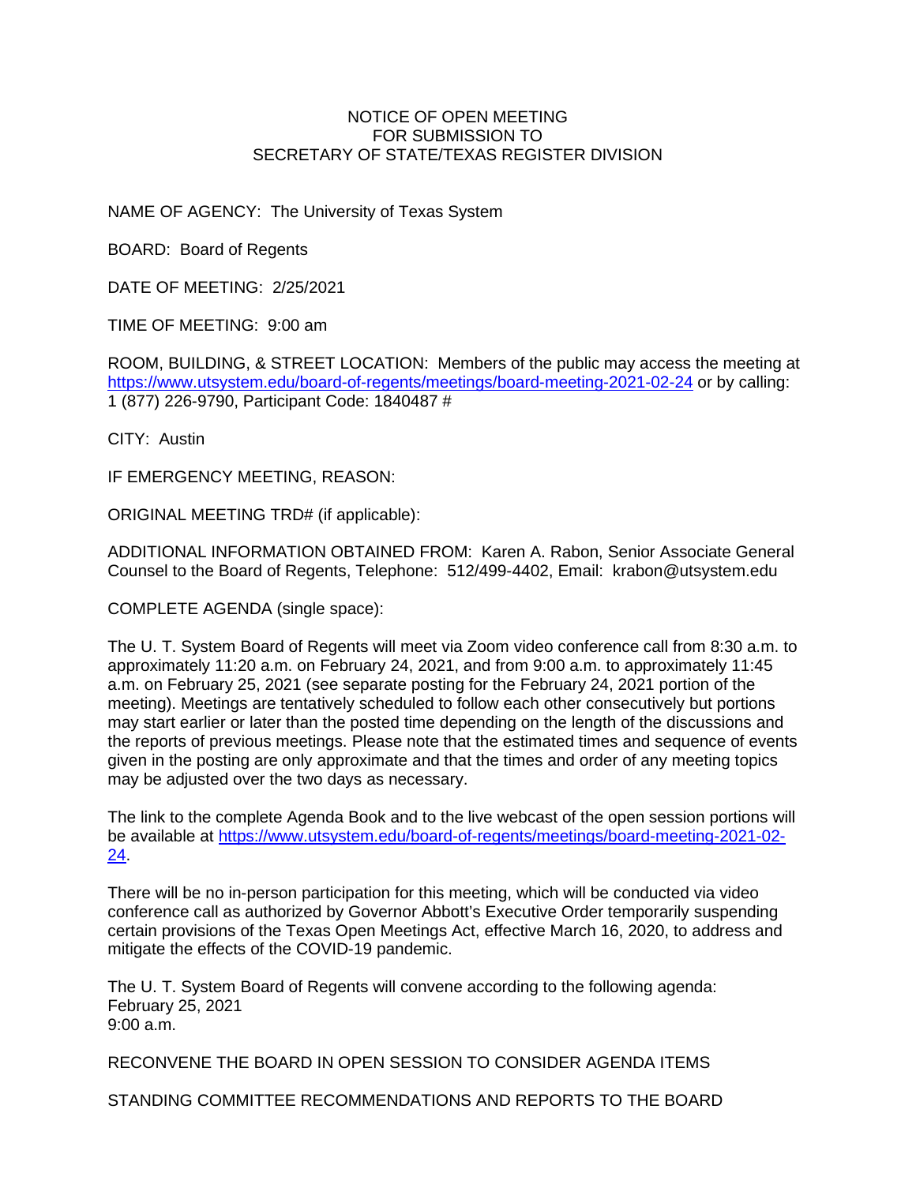NOTICE OF OPEN MEETING
FOR SUBMISSION TO
SECRETARY OF STATE/TEXAS REGISTER DIVISION

NAME OF AGENCY: The University of Texas System

BOARD: Board of Regents

DATE OF MEETING: 2/25/2021

TIME OF MEETING: 9:00 am

ROOM, BUILDING, & STREET LOCATION: Members of the public may access the meeting at https://www.utsystem.edu/board-of-regents/meetings/board-meeting-2021-02-24 or by calling: 1 (877) 226-9790, Participant Code: 1840487 #

CITY: Austin

IF EMERGENCY MEETING, REASON:

ORIGINAL MEETING TRD# (if applicable):

ADDITIONAL INFORMATION OBTAINED FROM: Karen A. Rabon, Senior Associate General Counsel to the Board of Regents, Telephone: 512/499-4402, Email: krabon@utsystem.edu

COMPLETE AGENDA (single space):

The U. T. System Board of Regents will meet via Zoom video conference call from 8:30 a.m. to approximately 11:20 a.m. on February 24, 2021, and from 9:00 a.m. to approximately 11:45 a.m. on February 25, 2021 (see separate posting for the February 24, 2021 portion of the meeting). Meetings are tentatively scheduled to follow each other consecutively but portions may start earlier or later than the posted time depending on the length of the discussions and the reports of previous meetings. Please note that the estimated times and sequence of events given in the posting are only approximate and that the times and order of any meeting topics may be adjusted over the two days as necessary.

The link to the complete Agenda Book and to the live webcast of the open session portions will be available at https://www.utsystem.edu/board-of-regents/meetings/board-meeting-2021-02-24.

There will be no in-person participation for this meeting, which will be conducted via video conference call as authorized by Governor Abbott's Executive Order temporarily suspending certain provisions of the Texas Open Meetings Act, effective March 16, 2020, to address and mitigate the effects of the COVID-19 pandemic.

The U. T. System Board of Regents will convene according to the following agenda:
February 25, 2021
9:00 a.m.

RECONVENE THE BOARD IN OPEN SESSION TO CONSIDER AGENDA ITEMS

STANDING COMMITTEE RECOMMENDATIONS AND REPORTS TO THE BOARD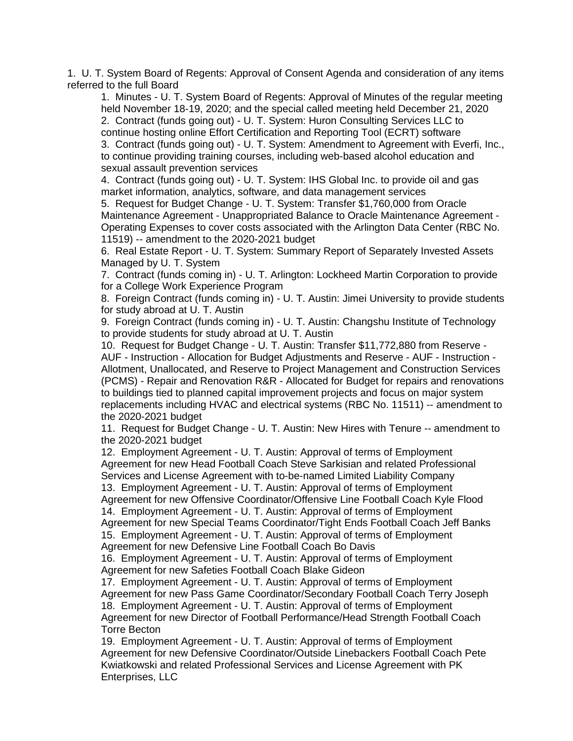1. U. T. System Board of Regents: Approval of Consent Agenda and consideration of any items referred to the full Board

    1. Minutes - U. T. System Board of Regents: Approval of Minutes of the regular meeting held November 18-19, 2020; and the special called meeting held December 21, 2020
    2. Contract (funds going out) - U. T. System: Huron Consulting Services LLC to continue hosting online Effort Certification and Reporting Tool (ECRT) software
    3. Contract (funds going out) - U. T. System: Amendment to Agreement with Everfi, Inc., to continue providing training courses, including web-based alcohol education and sexual assault prevention services
    4. Contract (funds going out) - U. T. System: IHS Global Inc. to provide oil and gas market information, analytics, software, and data management services
    5. Request for Budget Change - U. T. System: Transfer $1,760,000 from Oracle Maintenance Agreement - Unappropriated Balance to Oracle Maintenance Agreement - Operating Expenses to cover costs associated with the Arlington Data Center (RBC No. 11519) -- amendment to the 2020-2021 budget
    6. Real Estate Report - U. T. System: Summary Report of Separately Invested Assets Managed by U. T. System
    7. Contract (funds coming in) - U. T. Arlington: Lockheed Martin Corporation to provide for a College Work Experience Program
    8. Foreign Contract (funds coming in) - U. T. Austin: Jimei University to provide students for study abroad at U. T. Austin
    9. Foreign Contract (funds coming in) - U. T. Austin: Changshu Institute of Technology to provide students for study abroad at U. T. Austin
    10. Request for Budget Change - U. T. Austin: Transfer $11,772,880 from Reserve - AUF - Instruction - Allocation for Budget Adjustments and Reserve - AUF - Instruction - Allotment, Unallocated, and Reserve to Project Management and Construction Services (PCMS) - Repair and Renovation R&R - Allocated for Budget for repairs and renovations to buildings tied to planned capital improvement projects and focus on major system replacements including HVAC and electrical systems (RBC No. 11511) -- amendment to the 2020-2021 budget
    11. Request for Budget Change - U. T. Austin: New Hires with Tenure -- amendment to the 2020-2021 budget
    12. Employment Agreement - U. T. Austin: Approval of terms of Employment Agreement for new Head Football Coach Steve Sarkisian and related Professional Services and License Agreement with to-be-named Limited Liability Company
    13. Employment Agreement - U. T. Austin: Approval of terms of Employment Agreement for new Offensive Coordinator/Offensive Line Football Coach Kyle Flood
    14. Employment Agreement - U. T. Austin: Approval of terms of Employment Agreement for new Special Teams Coordinator/Tight Ends Football Coach Jeff Banks
    15. Employment Agreement - U. T. Austin: Approval of terms of Employment Agreement for new Defensive Line Football Coach Bo Davis
    16. Employment Agreement - U. T. Austin: Approval of terms of Employment Agreement for new Safeties Football Coach Blake Gideon
    17. Employment Agreement - U. T. Austin: Approval of terms of Employment Agreement for new Pass Game Coordinator/Secondary Football Coach Terry Joseph
    18. Employment Agreement - U. T. Austin: Approval of terms of Employment Agreement for new Director of Football Performance/Head Strength Football Coach Torre Becton
    19. Employment Agreement - U. T. Austin: Approval of terms of Employment Agreement for new Defensive Coordinator/Outside Linebackers Football Coach Pete Kwiatkowski and related Professional Services and License Agreement with PK Enterprises, LLC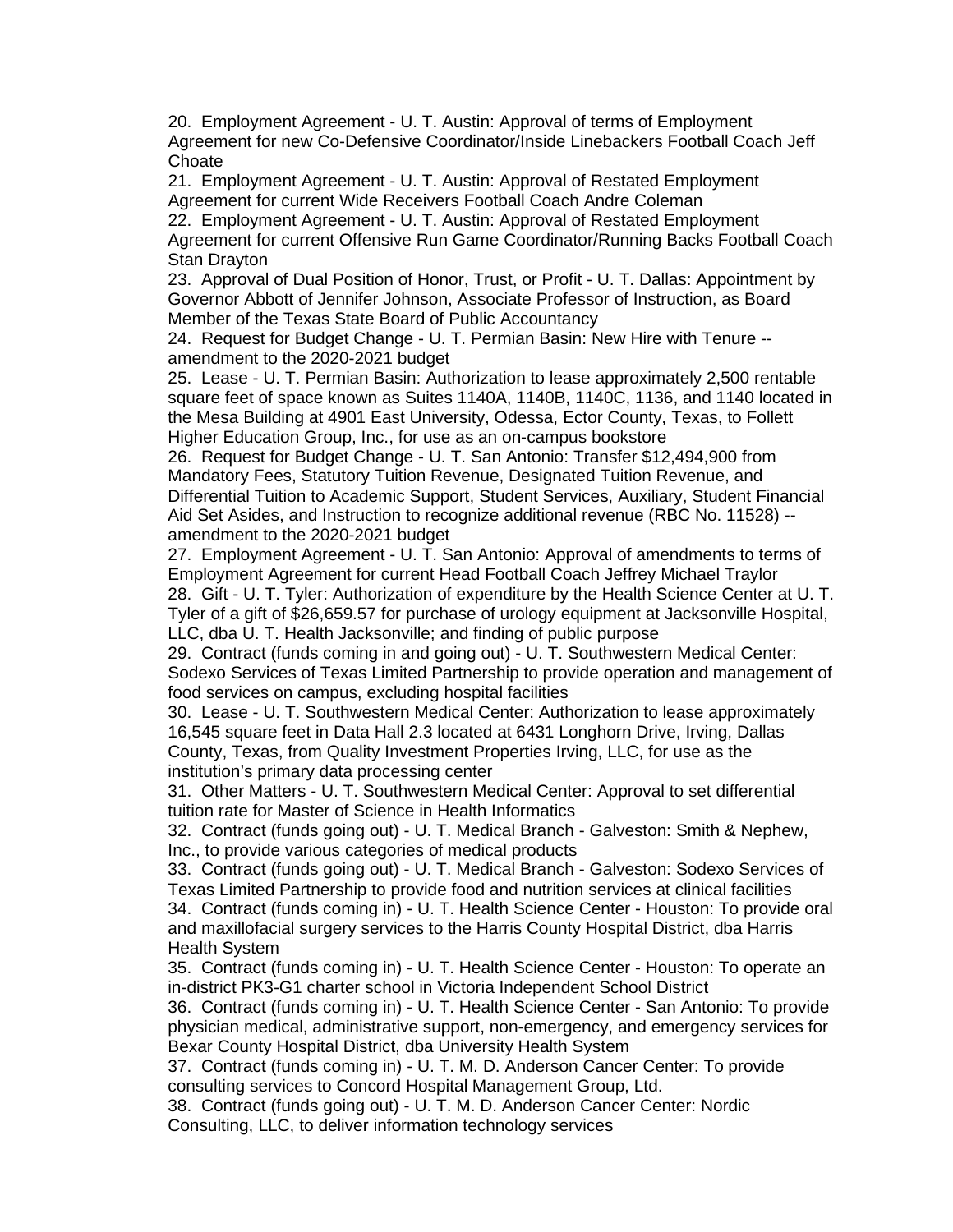20. Employment Agreement - U. T. Austin: Approval of terms of Employment Agreement for new Co-Defensive Coordinator/Inside Linebackers Football Coach Jeff Choate

21. Employment Agreement - U. T. Austin: Approval of Restated Employment Agreement for current Wide Receivers Football Coach Andre Coleman

22. Employment Agreement - U. T. Austin: Approval of Restated Employment Agreement for current Offensive Run Game Coordinator/Running Backs Football Coach Stan Drayton

23. Approval of Dual Position of Honor, Trust, or Profit - U. T. Dallas: Appointment by Governor Abbott of Jennifer Johnson, Associate Professor of Instruction, as Board Member of the Texas State Board of Public Accountancy

24. Request for Budget Change - U. T. Permian Basin: New Hire with Tenure -- amendment to the 2020-2021 budget

25. Lease - U. T. Permian Basin: Authorization to lease approximately 2,500 rentable square feet of space known as Suites 1140A, 1140B, 1140C, 1136, and 1140 located in the Mesa Building at 4901 East University, Odessa, Ector County, Texas, to Follett Higher Education Group, Inc., for use as an on-campus bookstore

26. Request for Budget Change - U. T. San Antonio: Transfer $12,494,900 from Mandatory Fees, Statutory Tuition Revenue, Designated Tuition Revenue, and Differential Tuition to Academic Support, Student Services, Auxiliary, Student Financial Aid Set Asides, and Instruction to recognize additional revenue (RBC No. 11528) -- amendment to the 2020-2021 budget

27. Employment Agreement - U. T. San Antonio: Approval of amendments to terms of Employment Agreement for current Head Football Coach Jeffrey Michael Traylor

28. Gift - U. T. Tyler: Authorization of expenditure by the Health Science Center at U. T. Tyler of a gift of $26,659.57 for purchase of urology equipment at Jacksonville Hospital, LLC, dba U. T. Health Jacksonville; and finding of public purpose

29. Contract (funds coming in and going out) - U. T. Southwestern Medical Center: Sodexo Services of Texas Limited Partnership to provide operation and management of food services on campus, excluding hospital facilities

30. Lease - U. T. Southwestern Medical Center: Authorization to lease approximately 16,545 square feet in Data Hall 2.3 located at 6431 Longhorn Drive, Irving, Dallas County, Texas, from Quality Investment Properties Irving, LLC, for use as the institution's primary data processing center

31. Other Matters - U. T. Southwestern Medical Center: Approval to set differential tuition rate for Master of Science in Health Informatics

32. Contract (funds going out) - U. T. Medical Branch - Galveston: Smith & Nephew, Inc., to provide various categories of medical products

33. Contract (funds going out) - U. T. Medical Branch - Galveston: Sodexo Services of Texas Limited Partnership to provide food and nutrition services at clinical facilities

34. Contract (funds coming in) - U. T. Health Science Center - Houston: To provide oral and maxillofacial surgery services to the Harris County Hospital District, dba Harris Health System

35. Contract (funds coming in) - U. T. Health Science Center - Houston: To operate an in-district PK3-G1 charter school in Victoria Independent School District

36. Contract (funds coming in) - U. T. Health Science Center - San Antonio: To provide physician medical, administrative support, non-emergency, and emergency services for Bexar County Hospital District, dba University Health System

37. Contract (funds coming in) - U. T. M. D. Anderson Cancer Center: To provide consulting services to Concord Hospital Management Group, Ltd.

38. Contract (funds going out) - U. T. M. D. Anderson Cancer Center: Nordic Consulting, LLC, to deliver information technology services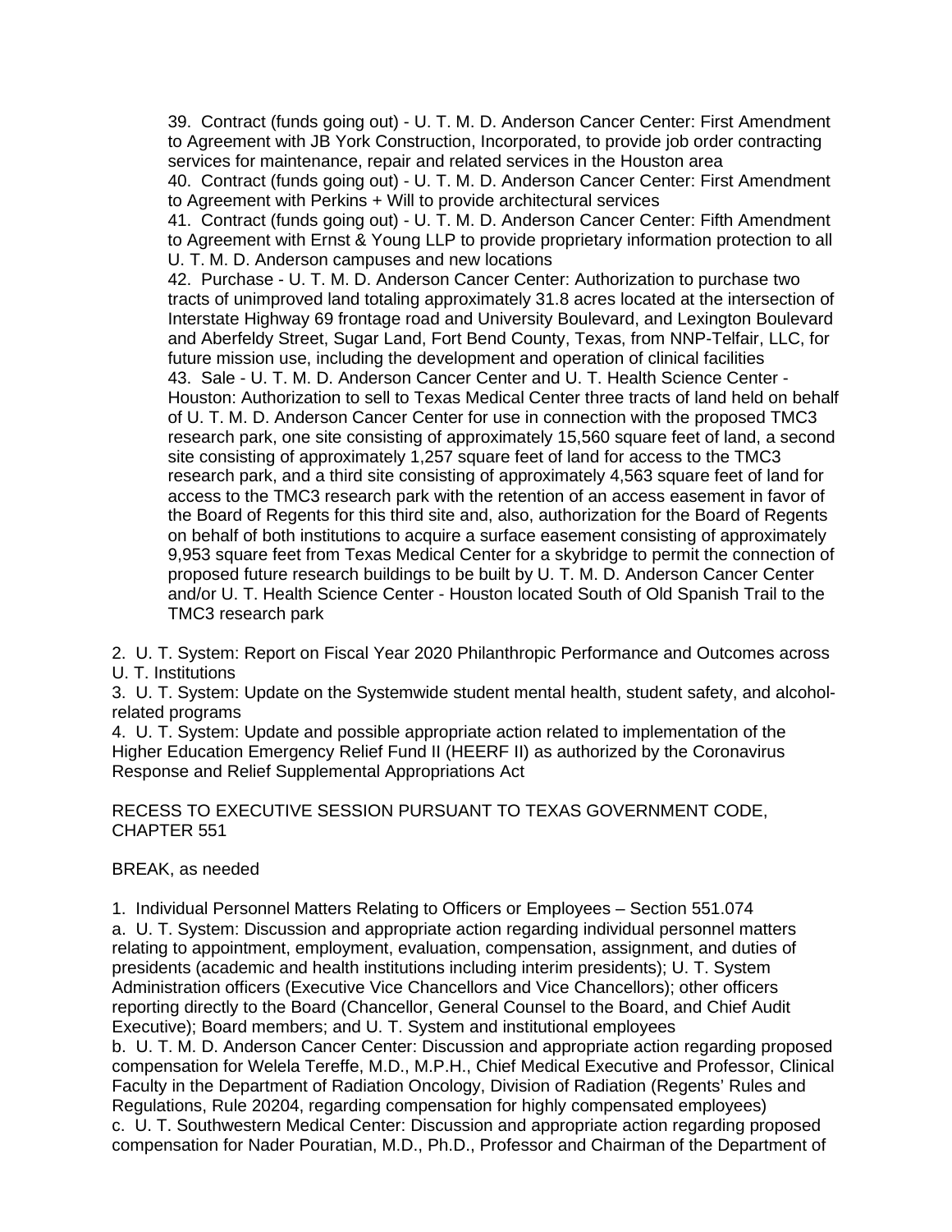39. Contract (funds going out) - U. T. M. D. Anderson Cancer Center: First Amendment to Agreement with JB York Construction, Incorporated, to provide job order contracting services for maintenance, repair and related services in the Houston area
40. Contract (funds going out) - U. T. M. D. Anderson Cancer Center: First Amendment to Agreement with Perkins + Will to provide architectural services
41. Contract (funds going out) - U. T. M. D. Anderson Cancer Center: Fifth Amendment to Agreement with Ernst & Young LLP to provide proprietary information protection to all U. T. M. D. Anderson campuses and new locations
42. Purchase - U. T. M. D. Anderson Cancer Center: Authorization to purchase two tracts of unimproved land totaling approximately 31.8 acres located at the intersection of Interstate Highway 69 frontage road and University Boulevard, and Lexington Boulevard and Aberfeldy Street, Sugar Land, Fort Bend County, Texas, from NNP-Telfair, LLC, for future mission use, including the development and operation of clinical facilities
43. Sale - U. T. M. D. Anderson Cancer Center and U. T. Health Science Center - Houston: Authorization to sell to Texas Medical Center three tracts of land held on behalf of U. T. M. D. Anderson Cancer Center for use in connection with the proposed TMC3 research park, one site consisting of approximately 15,560 square feet of land, a second site consisting of approximately 1,257 square feet of land for access to the TMC3 research park, and a third site consisting of approximately 4,563 square feet of land for access to the TMC3 research park with the retention of an access easement in favor of the Board of Regents for this third site and, also, authorization for the Board of Regents on behalf of both institutions to acquire a surface easement consisting of approximately 9,953 square feet from Texas Medical Center for a skybridge to permit the connection of proposed future research buildings to be built by U. T. M. D. Anderson Cancer Center and/or U. T. Health Science Center - Houston located South of Old Spanish Trail to the TMC3 research park

2. U. T. System: Report on Fiscal Year 2020 Philanthropic Performance and Outcomes across U. T. Institutions
3. U. T. System: Update on the Systemwide student mental health, student safety, and alcohol-related programs
4. U. T. System: Update and possible appropriate action related to implementation of the Higher Education Emergency Relief Fund II (HEERF II) as authorized by the Coronavirus Response and Relief Supplemental Appropriations Act

RECESS TO EXECUTIVE SESSION PURSUANT TO TEXAS GOVERNMENT CODE, CHAPTER 551

BREAK, as needed

1. Individual Personnel Matters Relating to Officers or Employees – Section 551.074
a. U. T. System: Discussion and appropriate action regarding individual personnel matters relating to appointment, employment, evaluation, compensation, assignment, and duties of presidents (academic and health institutions including interim presidents); U. T. System Administration officers (Executive Vice Chancellors and Vice Chancellors); other officers reporting directly to the Board (Chancellor, General Counsel to the Board, and Chief Audit Executive); Board members; and U. T. System and institutional employees
b. U. T. M. D. Anderson Cancer Center: Discussion and appropriate action regarding proposed compensation for Welela Tereffe, M.D., M.P.H., Chief Medical Executive and Professor, Clinical Faculty in the Department of Radiation Oncology, Division of Radiation (Regents' Rules and Regulations, Rule 20204, regarding compensation for highly compensated employees)
c. U. T. Southwestern Medical Center: Discussion and appropriate action regarding proposed compensation for Nader Pouratian, M.D., Ph.D., Professor and Chairman of the Department of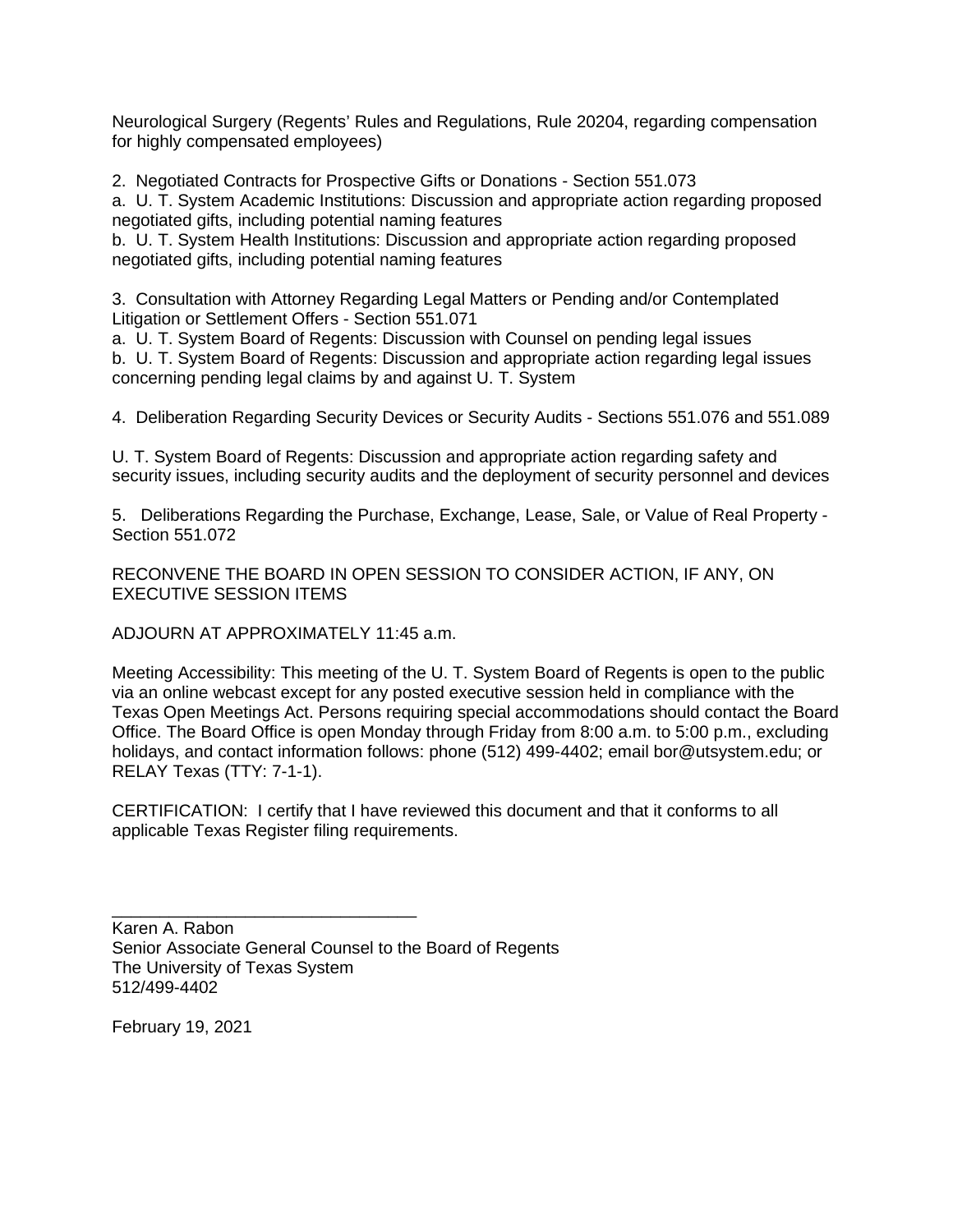Neurological Surgery (Regents' Rules and Regulations, Rule 20204, regarding compensation for highly compensated employees)

2. Negotiated Contracts for Prospective Gifts or Donations - Section 551.073
a. U. T. System Academic Institutions: Discussion and appropriate action regarding proposed negotiated gifts, including potential naming features
b. U. T. System Health Institutions: Discussion and appropriate action regarding proposed negotiated gifts, including potential naming features

3. Consultation with Attorney Regarding Legal Matters or Pending and/or Contemplated Litigation or Settlement Offers - Section 551.071
a. U. T. System Board of Regents: Discussion with Counsel on pending legal issues
b. U. T. System Board of Regents: Discussion and appropriate action regarding legal issues concerning pending legal claims by and against U. T. System

4. Deliberation Regarding Security Devices or Security Audits - Sections 551.076 and 551.089

U. T. System Board of Regents: Discussion and appropriate action regarding safety and security issues, including security audits and the deployment of security personnel and devices

5. Deliberations Regarding the Purchase, Exchange, Lease, Sale, or Value of Real Property - Section 551.072

RECONVENE THE BOARD IN OPEN SESSION TO CONSIDER ACTION, IF ANY, ON EXECUTIVE SESSION ITEMS

ADJOURN AT APPROXIMATELY 11:45 a.m.

Meeting Accessibility: This meeting of the U. T. System Board of Regents is open to the public via an online webcast except for any posted executive session held in compliance with the Texas Open Meetings Act. Persons requiring special accommodations should contact the Board Office. The Board Office is open Monday through Friday from 8:00 a.m. to 5:00 p.m., excluding holidays, and contact information follows: phone (512) 499-4402; email bor@utsystem.edu; or RELAY Texas (TTY: 7-1-1).

CERTIFICATION: I certify that I have reviewed this document and that it conforms to all applicable Texas Register filing requirements.

\_\_\_\_\_\_\_\_\_\_\_\_\_\_\_\_\_\_\_\_\_\_\_\_\_\_\_\_\_\_\_\_

Karen A. Rabon
Senior Associate General Counsel to the Board of Regents
The University of Texas System
512/499-4402

February 19, 2021